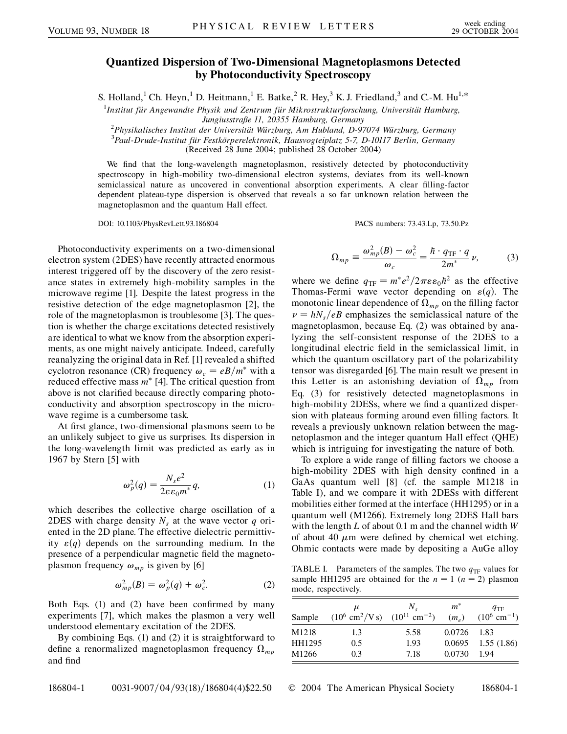# Quantized Dispersion of Two-Dimensional Magnetoplasmons Detected by Photoconductivity Spectroscopy

S. Holland,[1] Ch. Heyn,[1] D. Heitmann,[1] E. Batke,[2] R. Hey,[3] K. J. Friedland,[3] and C.-M. Hu[1,*]

[1] *Institut für Angewandte Physik und Zentrum für Mikrostrukturforschung, Universität Hamburg, Jungiusstraße 11, 20355 Hamburg, Germany*

[2] *Physikalisches Institut der Universität Würzburg, Am Hubland, D-97074 Würzburg, Germany*

[3] *Paul-Drude-Institut für Festkörperelektronik, Hausvogteiplatz 5-7, D-10117 Berlin, Germany*

(Received 28 June 2004; published 28 October 2004)

We find that the long-wavelength magnetoplasmon, resistively detected by photoconductivity spectroscopy in high-mobility two-dimensional electron systems, deviates from its well-known semiclassical nature as uncovered in conventional absorption experiments. A clear filling-factor dependent plateau-type dispersion is observed that reveals a so far unknown relation between the magnetoplasmon and the quantum Hall effect.

DOI: 10.1103/PhysRevLett.93.186804 PACS numbers: 73.43.Lp, 73.50.Pz

Photoconductivity experiments on a two-dimensional electron system (2DES) have recently attracted enormous interest triggered off by the discovery of the zero resistance states in extremely high-mobility samples in the microwave regime [1]. Despite the latest progress in the resistive detection of the edge magnetoplasmon [2], the role of the magnetoplasmon is troublesome [3]. The question is whether the charge excitations detected resistively are identical to what we know from the absorption experiments, as one might naively anticipate. Indeed, carefully reanalyzing the original data in Ref. [1] revealed a shifted cyclotron resonance (CR) frequency $\omega_c = eB/m^*$ with a reduced effective mass $m^*$ [4]. The critical question from above is not clarified because directly comparing photoconductivity and absorption spectroscopy in the microwave regime is a cumbersome task.

At first glance, two-dimensional plasmons seem to be an unlikely subject to give us surprises. Its dispersion in the long-wavelength limit was predicted as early as in 1967 by Stern [5] with

$$\omega_p^2(q) = \frac{N_s e^2}{2\varepsilon\varepsilon_0 m^*} q, \tag{1}$$

which describes the collective charge oscillation of a 2DES with charge density $N_s$ at the wave vector $q$ oriented in the 2D plane. The effective dielectric permittivity $\varepsilon(q)$ depends on the surrounding medium. In the presence of a perpendicular magnetic field the magnetoplasmon frequency $\omega_{mp}$ is given by [6]

$$\omega_{mp}^2(B) = \omega_p^2(q) + \omega_c^2. \tag{2}$$

Both Eqs. (1) and (2) have been confirmed by many experiments [7], which makes the plasmon a very well understood elementary excitation of the 2DES.

By combining Eqs. (1) and (2) it is straightforward to define a renormalized magnetoplasmon frequency $\Omega_{mp}$ and find

$$\Omega_{mp} \equiv \frac{\omega_{mp}^2(B) - \omega_c^2}{\omega_c} = \frac{\hbar \cdot q_{\mathrm{TF}} \cdot q}{2m^*} \nu, \tag{3}$$

where we define $q_{\mathrm{TF}} = m^* e^2 / 2\pi\varepsilon\varepsilon_0\hbar^2$ as the effective Thomas-Fermi wave vector depending on $\varepsilon(q)$. The monotonic linear dependence of $\Omega_{mp}$ on the filling factor $\nu = hN_s/eB$ emphasizes the semiclassical nature of the magnetoplasmon, because Eq. (2) was obtained by analyzing the self-consistent response of the 2DES to a longitudinal electric field in the semiclassical limit, in which the quantum oscillatory part of the polarizability tensor was disregarded [6]. The main result we present in this Letter is an astonishing deviation of $\Omega_{mp}$ from Eq. (3) for resistively detected magnetoplasmons in high-mobility 2DESs, where we find a quantized dispersion with plateaus forming around even filling factors. It reveals a previously unknown relation between the magnetoplasmon and the integer quantum Hall effect (QHE) which is intriguing for investigating the nature of both.

To explore a wide range of filling factors we choose a high-mobility 2DES with high density confined in a GaAs quantum well [8] (cf. the sample M1218 in Table I), and we compare it with 2DESs with different mobilities either formed at the interface (HH1295) or in a quantum well (M1266). Extremely long 2DES Hall bars with the length $L$ of about 0.1 m and the channel width $W$ of about 40 $\mu$m were defined by chemical wet etching. Ohmic contacts were made by depositing a AuGe alloy

TABLE I. Parameters of the samples. The two $q_{\mathrm{TF}}$ values for sample HH1295 are obtained for the $n = 1$ ($n = 2$) plasmon mode, respectively.

| Sample | $\mu$ ($10^6$ cm$^2$/V s) | $N_s$ ($10^{11}$ cm$^{-2}$) | $m^*$ ($m_e$) | $q_{\mathrm{TF}}$ ($10^6$ cm$^{-1}$) |
|---|---|---|---|---|
| M1218 | 1.3 | 5.58 | 0.0726 | 1.83 |
| HH1295 | 0.5 | 1.93 | 0.0695 | 1.55 (1.86) |
| M1266 | 0.3 | 7.18 | 0.0730 | 1.94 |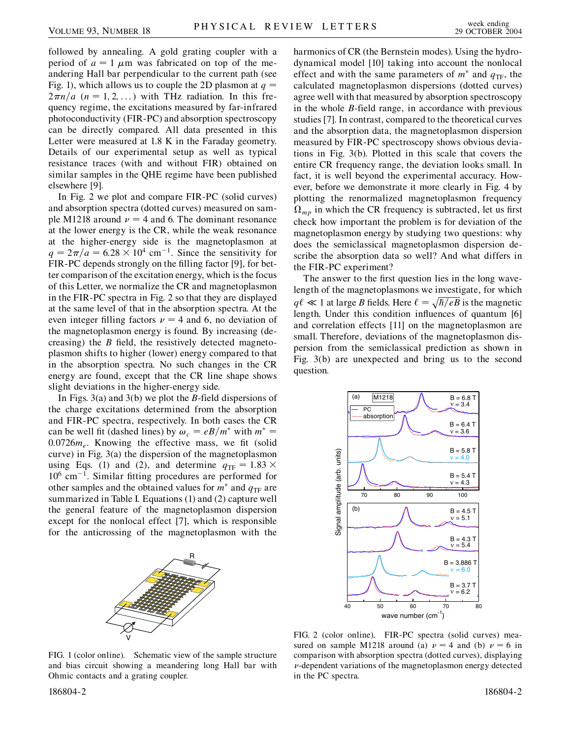followed by annealing. A gold grating coupler with a period of $a = 1\ \mu$m was fabricated on top of the meandering Hall bar perpendicular to the current path (see Fig. 1), which allows us to couple the 2D plasmon at $q = 2\pi n/a$ ($n = 1, 2, \ldots$) with THz radiation. In this frequency regime, the excitations measured by far-infrared photoconductivity (FIR-PC) and absorption spectroscopy can be directly compared. All data presented in this Letter were measured at 1.8 K in the Faraday geometry. Details of our experimental setup as well as typical resistance traces (with and without FIR) obtained on similar samples in the QHE regime have been published elsewhere [9].

In Fig. 2 we plot and compare FIR-PC (solid curves) and absorption spectra (dotted curves) measured on sample M1218 around $\nu = 4$ and 6. The dominant resonance at the lower energy is the CR, while the weak resonance at the higher-energy side is the magnetoplasmon at $q = 2\pi/a = 6.28 \times 10^4$ cm$^{-1}$. Since the sensitivity for FIR-PC depends strongly on the filling factor [9], for better comparison of the excitation energy, which is the focus of this Letter, we normalize the CR and magnetoplasmon in the FIR-PC spectra in Fig. 2 so that they are displayed at the same level of that in the absorption spectra. At the even integer filling factors $\nu = 4$ and 6, no deviation of the magnetoplasmon energy is found. By increasing (decreasing) the $B$ field, the resistively detected magnetoplasmon shifts to higher (lower) energy compared to that in the absorption spectra. No such changes in the CR energy are found, except that the CR line shape shows slight deviations in the higher-energy side.

In Figs. 3(a) and 3(b) we plot the $B$-field dispersions of the charge excitations determined from the absorption and FIR-PC spectra, respectively. In both cases the CR can be well fit (dashed lines) by $\omega_c = eB/m^*$ with $m^* = 0.0726 m_e$. Knowing the effective mass, we fit (solid curve) in Fig. 3(a) the dispersion of the magnetoplasmon using Eqs. (1) and (2), and determine $q_{\mathrm{TF}} = 1.83 \times 10^6$ cm$^{-1}$. Similar fitting procedures are performed for other samples and the obtained values for $m^*$ and $q_{\mathrm{TF}}$ are summarized in Table I. Equations (1) and (2) capture well the general feature of the magnetoplasmon dispersion except for the nonlocal effect [7], which is responsible for the anticrossing of the magnetoplasmon with the harmonics of CR (the Bernstein modes). Using the hydrodynamical model [10] taking into account the nonlocal effect and with the same parameters of $m^*$ and $q_{\mathrm{TF}}$, the calculated magnetoplasmon dispersions (dotted curves) agree well with that measured by absorption spectroscopy in the whole $B$-field range, in accordance with previous studies [7]. In contrast, compared to the theoretical curves and the absorption data, the magnetoplasmon dispersion measured by FIR-PC spectroscopy shows obvious deviations in Fig. 3(b). Plotted in this scale that covers the entire CR frequency range, the deviation looks small. In fact, it is well beyond the experimental accuracy. However, before we demonstrate it more clearly in Fig. 4 by plotting the renormalized magnetoplasmon frequency $\Omega_{mp}$ in which the CR frequency is subtracted, let us first check how important the problem is for deviation of the magnetoplasmon energy by studying two questions: why does the semiclassical magnetoplasmon dispersion describe the absorption data so well? And what differs in the FIR-PC experiment?

The answer to the first question lies in the long wavelength of the magnetoplasmons we investigate, for which $q\ell \ll 1$ at large $B$ fields. Here $\ell = \sqrt{\hbar/eB}$ is the magnetic length. Under this condition influences of quantum [6] and correlation effects [11] on the magnetoplasmon are small. Therefore, deviations of the magnetoplasmon dispersion from the semiclassical prediction as shown in Fig. 3(b) are unexpected and bring us to the second question.

FIG. 1 (color online). Schematic view of the sample structure and bias circuit showing a meandering long Hall bar with Ohmic contacts and a grating coupler.

FIG. 2 (color online). FIR-PC spectra (solid curves) measured on sample M1218 around (a) $\nu = 4$ and (b) $\nu = 6$ in comparison with absorption spectra (dotted curves), displaying $\nu$-dependent variations of the magnetoplasmon energy detected in the PC spectra.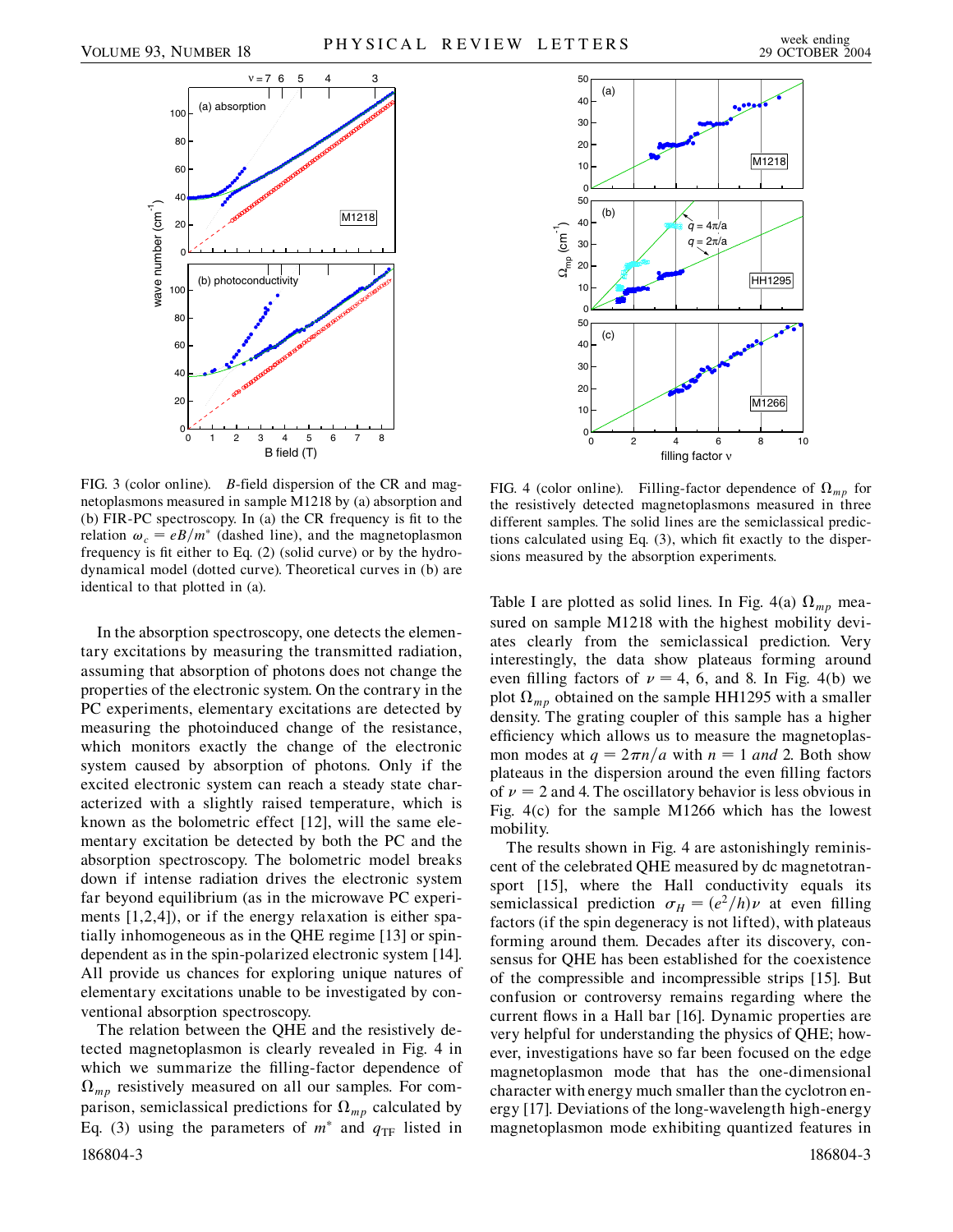FIG. 3 (color online). $B$-field dispersion of the CR and magnetoplasmons measured in sample M1218 by (a) absorption and (b) FIR-PC spectroscopy. In (a) the CR frequency is fit to the relation $\omega_c = eB/m^*$ (dashed line), and the magnetoplasmon frequency is fit either to Eq. (2) (solid curve) or by the hydrodynamical model (dotted curve). Theoretical curves in (b) are identical to that plotted in (a).

FIG. 4 (color online). Filling-factor dependence of $\Omega_{mp}$ for the resistively detected magnetoplasmons measured in three different samples. The solid lines are the semiclassical predictions calculated using Eq. (3), which fit exactly to the dispersions measured by the absorption experiments.

In the absorption spectroscopy, one detects the elementary excitations by measuring the transmitted radiation, assuming that absorption of photons does not change the properties of the electronic system. On the contrary in the PC experiments, elementary excitations are detected by measuring the photoinduced change of the resistance, which monitors exactly the change of the electronic system caused by absorption of photons. Only if the excited electronic system can reach a steady state characterized with a slightly raised temperature, which is known as the bolometric effect [12], will the same elementary excitation be detected by both the PC and the absorption spectroscopy. The bolometric model breaks down if intense radiation drives the electronic system far beyond equilibrium (as in the microwave PC experiments [1,2,4]), or if the energy relaxation is either spatially inhomogeneous as in the QHE regime [13] or spin-dependent as in the spin-polarized electronic system [14]. All provide us chances for exploring unique natures of elementary excitations unable to be investigated by conventional absorption spectroscopy.

The relation between the QHE and the resistively detected magnetoplasmon is clearly revealed in Fig. 4 in which we summarize the filling-factor dependence of $\Omega_{mp}$ resistively measured on all our samples. For comparison, semiclassical predictions for $\Omega_{mp}$ calculated by Eq. (3) using the parameters of $m^*$ and $q_{\mathrm{TF}}$ listed in Table I are plotted as solid lines. In Fig. 4(a) $\Omega_{mp}$ measured on sample M1218 with the highest mobility deviates clearly from the semiclassical prediction. Very interestingly, the data show plateaus forming around even filling factors of $\nu = 4$, 6, and 8. In Fig. 4(b) we plot $\Omega_{mp}$ obtained on the sample HH1295 with a smaller density. The grating coupler of this sample has a higher efficiency which allows us to measure the magnetoplasmon modes at $q = 2\pi n/a$ with $n = 1$ *and* 2. Both show plateaus in the dispersion around the even filling factors of $\nu = 2$ and 4. The oscillatory behavior is less obvious in Fig. 4(c) for the sample M1266 which has the lowest mobility.

The results shown in Fig. 4 are astonishingly reminiscent of the celebrated QHE measured by dc magnetotransport [15], where the Hall conductivity equals its semiclassical prediction $\sigma_H = (e^2/h)\nu$ at even filling factors (if the spin degeneracy is not lifted), with plateaus forming around them. Decades after its discovery, consensus for QHE has been established for the coexistence of the compressible and incompressible strips [15]. But confusion or controversy remains regarding where the current flows in a Hall bar [16]. Dynamic properties are very helpful for understanding the physics of QHE; however, investigations have so far been focused on the edge magnetoplasmon mode that has the one-dimensional character with energy much smaller than the cyclotron energy [17]. Deviations of the long-wavelength high-energy magnetoplasmon mode exhibiting quantized features in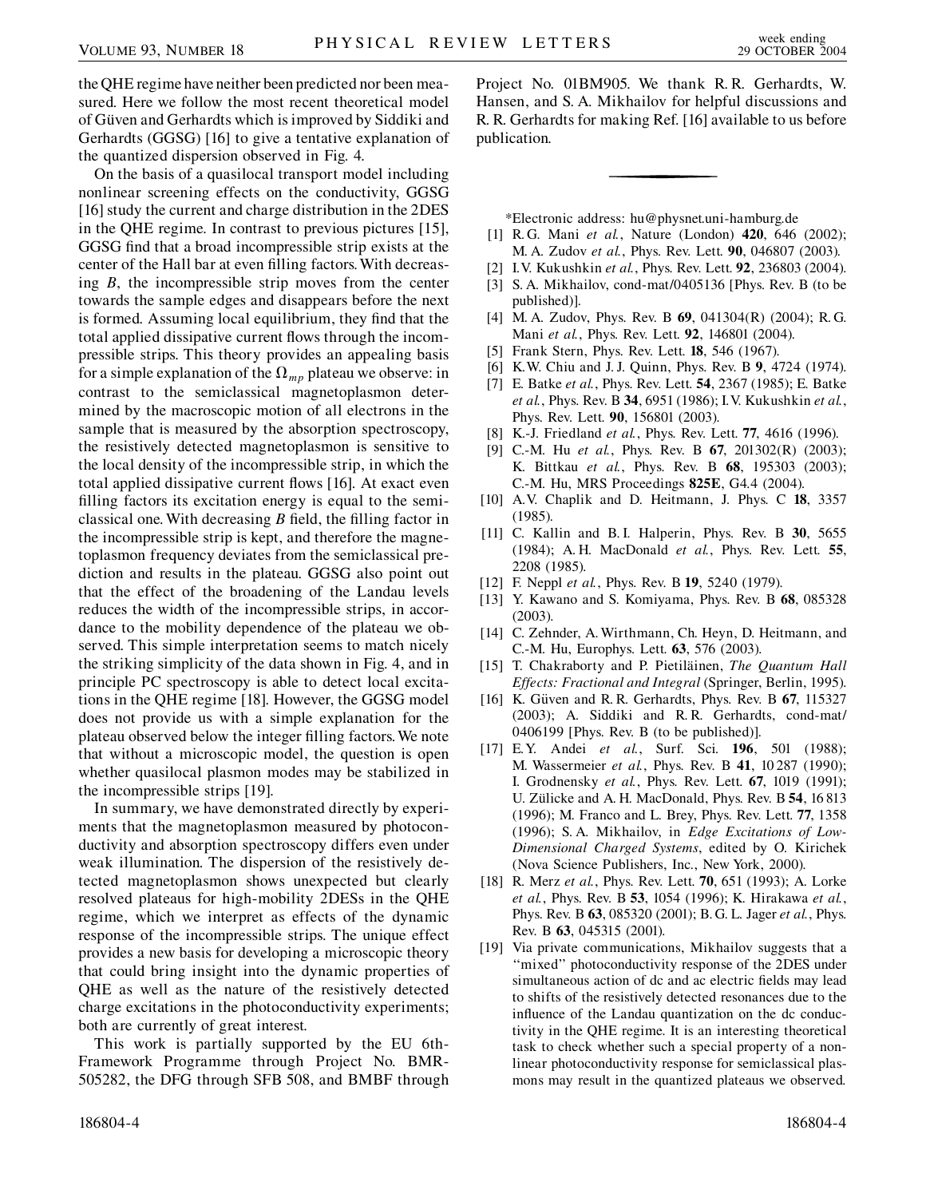the QHE regime have neither been predicted nor been measured. Here we follow the most recent theoretical model of Güven and Gerhardts which is improved by Siddiki and Gerhardts (GGSG) [16] to give a tentative explanation of the quantized dispersion observed in Fig. 4.

On the basis of a quasilocal transport model including nonlinear screening effects on the conductivity, GGSG [16] study the current and charge distribution in the 2DES in the QHE regime. In contrast to previous pictures [15], GGSG find that a broad incompressible strip exists at the center of the Hall bar at even filling factors. With decreasing $B$, the incompressible strip moves from the center towards the sample edges and disappears before the next is formed. Assuming local equilibrium, they find that the total applied dissipative current flows through the incompressible strips. This theory provides an appealing basis for a simple explanation of the $\Omega_{mp}$ plateau we observe: in contrast to the semiclassical magnetoplasmon determined by the macroscopic motion of all electrons in the sample that is measured by the absorption spectroscopy, the resistively detected magnetoplasmon is sensitive to the local density of the incompressible strip, in which the total applied dissipative current flows [16]. At exact even filling factors its excitation energy is equal to the semiclassical one. With decreasing $B$ field, the filling factor in the incompressible strip is kept, and therefore the magnetoplasmon frequency deviates from the semiclassical prediction and results in the plateau. GGSG also point out that the effect of the broadening of the Landau levels reduces the width of the incompressible strips, in accordance to the mobility dependence of the plateau we observed. This simple interpretation seems to match nicely the striking simplicity of the data shown in Fig. 4, and in principle PC spectroscopy is able to detect local excitations in the QHE regime [18]. However, the GGSG model does not provide us with a simple explanation for the plateau observed below the integer filling factors. We note that without a microscopic model, the question is open whether quasilocal plasmon modes may be stabilized in the incompressible strips [19].

In summary, we have demonstrated directly by experiments that the magnetoplasmon measured by photoconductivity and absorption spectroscopy differs even under weak illumination. The dispersion of the resistively detected magnetoplasmon shows unexpected but clearly resolved plateaus for high-mobility 2DESs in the QHE regime, which we interpret as effects of the dynamic response of the incompressible strips. The unique effect provides a new basis for developing a microscopic theory that could bring insight into the dynamic properties of QHE as well as the nature of the resistively detected charge excitations in the photoconductivity experiments; both are currently of great interest.

This work is partially supported by the EU 6th-Framework Programme through Project No. BMR-505282, the DFG through SFB 508, and BMBF through Project No. 01BM905. We thank R. R. Gerhardts, W. Hansen, and S. A. Mikhailov for helpful discussions and R. R. Gerhardts for making Ref. [16] available to us before publication.

*Electronic address: hu@physnet.uni-hamburg.de

[1] R. G. Mani *et al.*, Nature (London) **420**, 646 (2002); M. A. Zudov *et al.*, Phys. Rev. Lett. **90**, 046807 (2003).

[2] I. V. Kukushkin *et al.*, Phys. Rev. Lett. **92**, 236803 (2004).

[3] S. A. Mikhailov, cond-mat/0405136 [Phys. Rev. B (to be published)].

[4] M. A. Zudov, Phys. Rev. B **69**, 041304(R) (2004); R. G. Mani *et al.*, Phys. Rev. Lett. **92**, 146801 (2004).

[5] Frank Stern, Phys. Rev. Lett. **18**, 546 (1967).

[6] K. W. Chiu and J. J. Quinn, Phys. Rev. B **9**, 4724 (1974).

[7] E. Batke *et al.*, Phys. Rev. Lett. **54**, 2367 (1985); E. Batke *et al.*, Phys. Rev. B **34**, 6951 (1986); I. V. Kukushkin *et al.*, Phys. Rev. Lett. **90**, 156801 (2003).

[8] K.-J. Friedland *et al.*, Phys. Rev. Lett. **77**, 4616 (1996).

[9] C.-M. Hu *et al.*, Phys. Rev. B **67**, 201302(R) (2003); K. Bittkau *et al.*, Phys. Rev. B **68**, 195303 (2003); C.-M. Hu, MRS Proceedings **825E**, G4.4 (2004).

[10] A. V. Chaplik and D. Heitmann, J. Phys. C **18**, 3357 (1985).

[11] C. Kallin and B. I. Halperin, Phys. Rev. B **30**, 5655 (1984); A. H. MacDonald *et al.*, Phys. Rev. Lett. **55**, 2208 (1985).

[12] F. Neppl *et al.*, Phys. Rev. B **19**, 5240 (1979).

[13] Y. Kawano and S. Komiyama, Phys. Rev. B **68**, 085328 (2003).

[14] C. Zehnder, A. Wirthmann, Ch. Heyn, D. Heitmann, and C.-M. Hu, Europhys. Lett. **63**, 576 (2003).

[15] T. Chakraborty and P. Pietiläinen, *The Quantum Hall Effects: Fractional and Integral* (Springer, Berlin, 1995).

[16] K. Güven and R. R. Gerhardts, Phys. Rev. B **67**, 115327 (2003); A. Siddiki and R. R. Gerhardts, cond-mat/0406199 [Phys. Rev. B (to be published)].

[17] E. Y. Andei *et al.*, Surf. Sci. **196**, 501 (1988); M. Wassermeier *et al.*, Phys. Rev. B **41**, 10 287 (1990); I. Grodnensky *et al.*, Phys. Rev. Lett. **67**, 1019 (1991); U. Zülicke and A. H. MacDonald, Phys. Rev. B **54**, 16 813 (1996); M. Franco and L. Brey, Phys. Rev. Lett. **77**, 1358 (1996); S. A. Mikhailov, in *Edge Excitations of Low-Dimensional Charged Systems*, edited by O. Kirichek (Nova Science Publishers, Inc., New York, 2000).

[18] R. Merz *et al.*, Phys. Rev. Lett. **70**, 651 (1993); A. Lorke *et al.*, Phys. Rev. B **53**, 1054 (1996); K. Hirakawa *et al.*, Phys. Rev. B **63**, 085320 (2001); B. G. L. Jager *et al.*, Phys. Rev. B **63**, 045315 (2001).

[19] Via private communications, Mikhailov suggests that a "mixed" photoconductivity response of the 2DES under simultaneous action of dc and ac electric fields may lead to shifts of the resistively detected resonances due to the influence of the Landau quantization on the dc conductivity in the QHE regime. It is an interesting theoretical task to check whether such a special property of a nonlinear photoconductivity response for semiclassical plasmons may result in the quantized plateaus we observed.